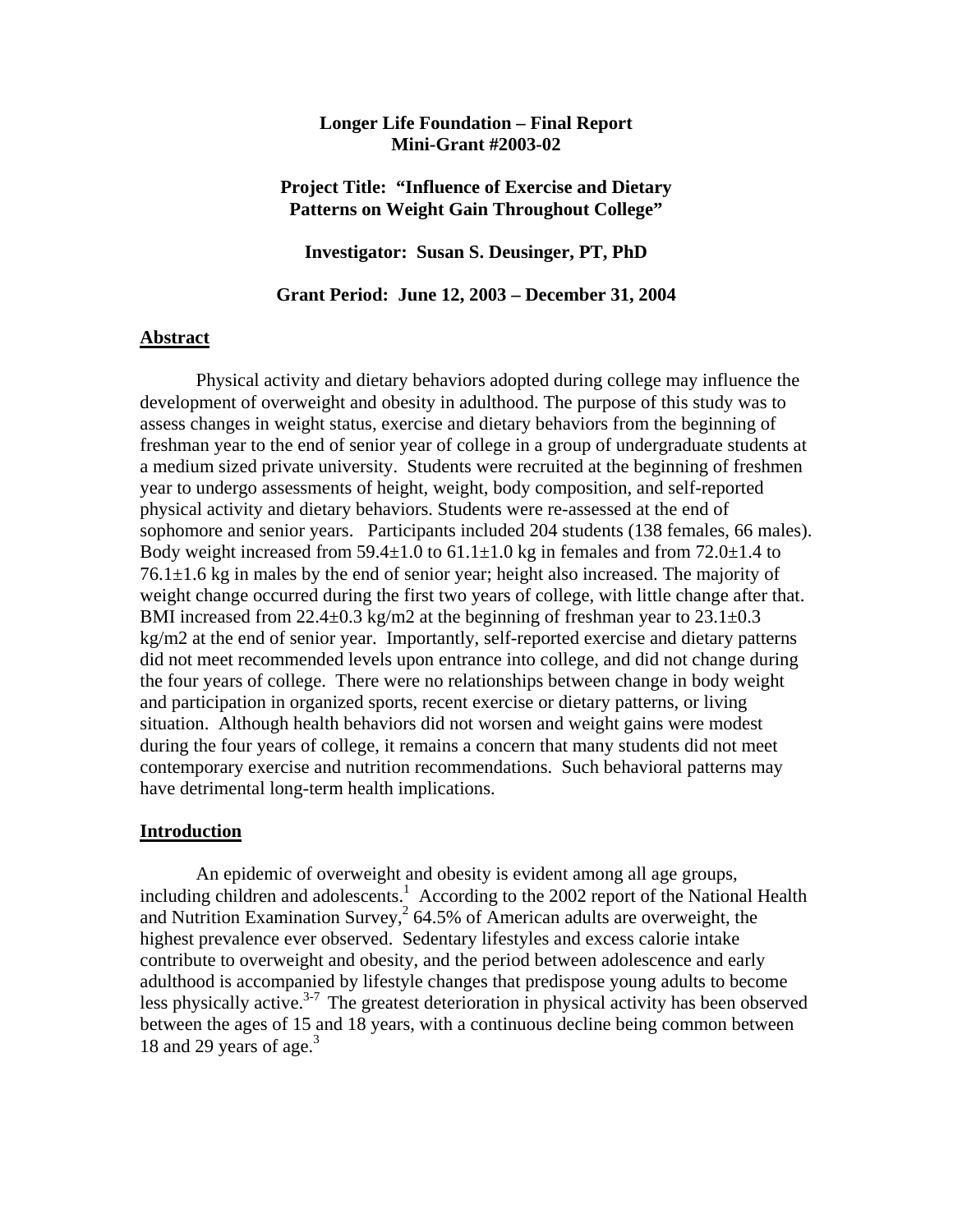**Longer Life Foundation – Final Report**
**Mini-Grant #2003-02**

**Project Title: "Influence of Exercise and Dietary Patterns on Weight Gain Throughout College"**

**Investigator: Susan S. Deusinger, PT, PhD**

**Grant Period: June 12, 2003 – December 31, 2004**

## Abstract

Physical activity and dietary behaviors adopted during college may influence the development of overweight and obesity in adulthood. The purpose of this study was to assess changes in weight status, exercise and dietary behaviors from the beginning of freshman year to the end of senior year of college in a group of undergraduate students at a medium sized private university. Students were recruited at the beginning of freshmen year to undergo assessments of height, weight, body composition, and self-reported physical activity and dietary behaviors. Students were re-assessed at the end of sophomore and senior years. Participants included 204 students (138 females, 66 males). Body weight increased from 59.4±1.0 to 61.1±1.0 kg in females and from 72.0±1.4 to 76.1±1.6 kg in males by the end of senior year; height also increased. The majority of weight change occurred during the first two years of college, with little change after that. BMI increased from 22.4±0.3 kg/m2 at the beginning of freshman year to 23.1±0.3 kg/m2 at the end of senior year. Importantly, self-reported exercise and dietary patterns did not meet recommended levels upon entrance into college, and did not change during the four years of college. There were no relationships between change in body weight and participation in organized sports, recent exercise or dietary patterns, or living situation. Although health behaviors did not worsen and weight gains were modest during the four years of college, it remains a concern that many students did not meet contemporary exercise and nutrition recommendations. Such behavioral patterns may have detrimental long-term health implications.

## Introduction

An epidemic of overweight and obesity is evident among all age groups, including children and adolescents.[1] According to the 2002 report of the National Health and Nutrition Examination Survey,[2] 64.5% of American adults are overweight, the highest prevalence ever observed. Sedentary lifestyles and excess calorie intake contribute to overweight and obesity, and the period between adolescence and early adulthood is accompanied by lifestyle changes that predispose young adults to become less physically active.[3-7] The greatest deterioration in physical activity has been observed between the ages of 15 and 18 years, with a continuous decline being common between 18 and 29 years of age.[3]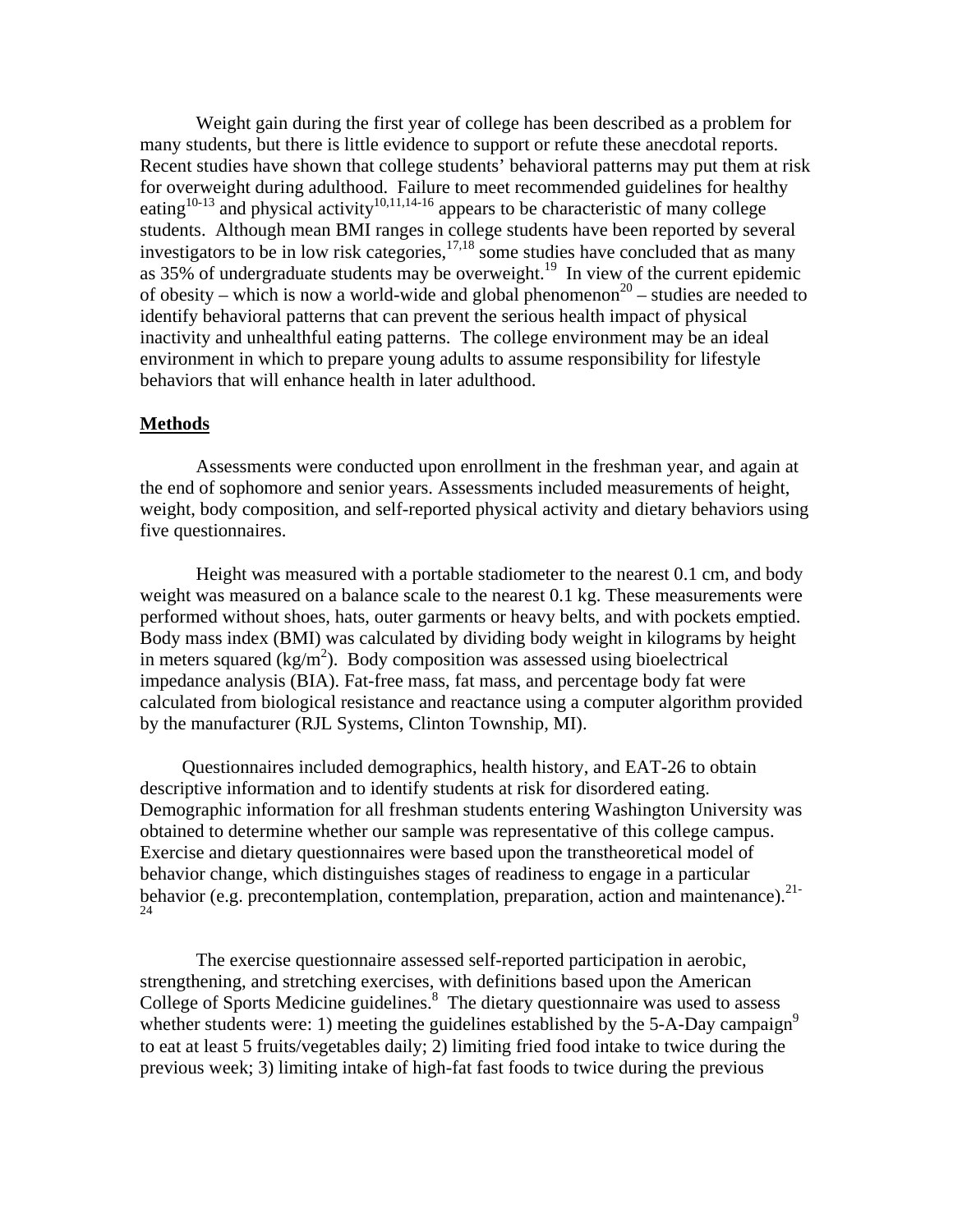Weight gain during the first year of college has been described as a problem for many students, but there is little evidence to support or refute these anecdotal reports. Recent studies have shown that college students' behavioral patterns may put them at risk for overweight during adulthood. Failure to meet recommended guidelines for healthy eating[10-13] and physical activity[10,11,14-16] appears to be characteristic of many college students. Although mean BMI ranges in college students have been reported by several investigators to be in low risk categories,[17,18] some studies have concluded that as many as 35% of undergraduate students may be overweight.[19] In view of the current epidemic of obesity – which is now a world-wide and global phenomenon[20] – studies are needed to identify behavioral patterns that can prevent the serious health impact of physical inactivity and unhealthful eating patterns. The college environment may be an ideal environment in which to prepare young adults to assume responsibility for lifestyle behaviors that will enhance health in later adulthood.

## Methods

Assessments were conducted upon enrollment in the freshman year, and again at the end of sophomore and senior years. Assessments included measurements of height, weight, body composition, and self-reported physical activity and dietary behaviors using five questionnaires.

Height was measured with a portable stadiometer to the nearest 0.1 cm, and body weight was measured on a balance scale to the nearest 0.1 kg. These measurements were performed without shoes, hats, outer garments or heavy belts, and with pockets emptied. Body mass index (BMI) was calculated by dividing body weight in kilograms by height in meters squared ($kg/m^2$). Body composition was assessed using bioelectrical impedance analysis (BIA). Fat-free mass, fat mass, and percentage body fat were calculated from biological resistance and reactance using a computer algorithm provided by the manufacturer (RJL Systems, Clinton Township, MI).

Questionnaires included demographics, health history, and EAT-26 to obtain descriptive information and to identify students at risk for disordered eating. Demographic information for all freshman students entering Washington University was obtained to determine whether our sample was representative of this college campus. Exercise and dietary questionnaires were based upon the transtheoretical model of behavior change, which distinguishes stages of readiness to engage in a particular behavior (e.g. precontemplation, contemplation, preparation, action and maintenance).[21-24]

The exercise questionnaire assessed self-reported participation in aerobic, strengthening, and stretching exercises, with definitions based upon the American College of Sports Medicine guidelines.[8] The dietary questionnaire was used to assess whether students were: 1) meeting the guidelines established by the 5-A-Day campaign[9] to eat at least 5 fruits/vegetables daily; 2) limiting fried food intake to twice during the previous week; 3) limiting intake of high-fat fast foods to twice during the previous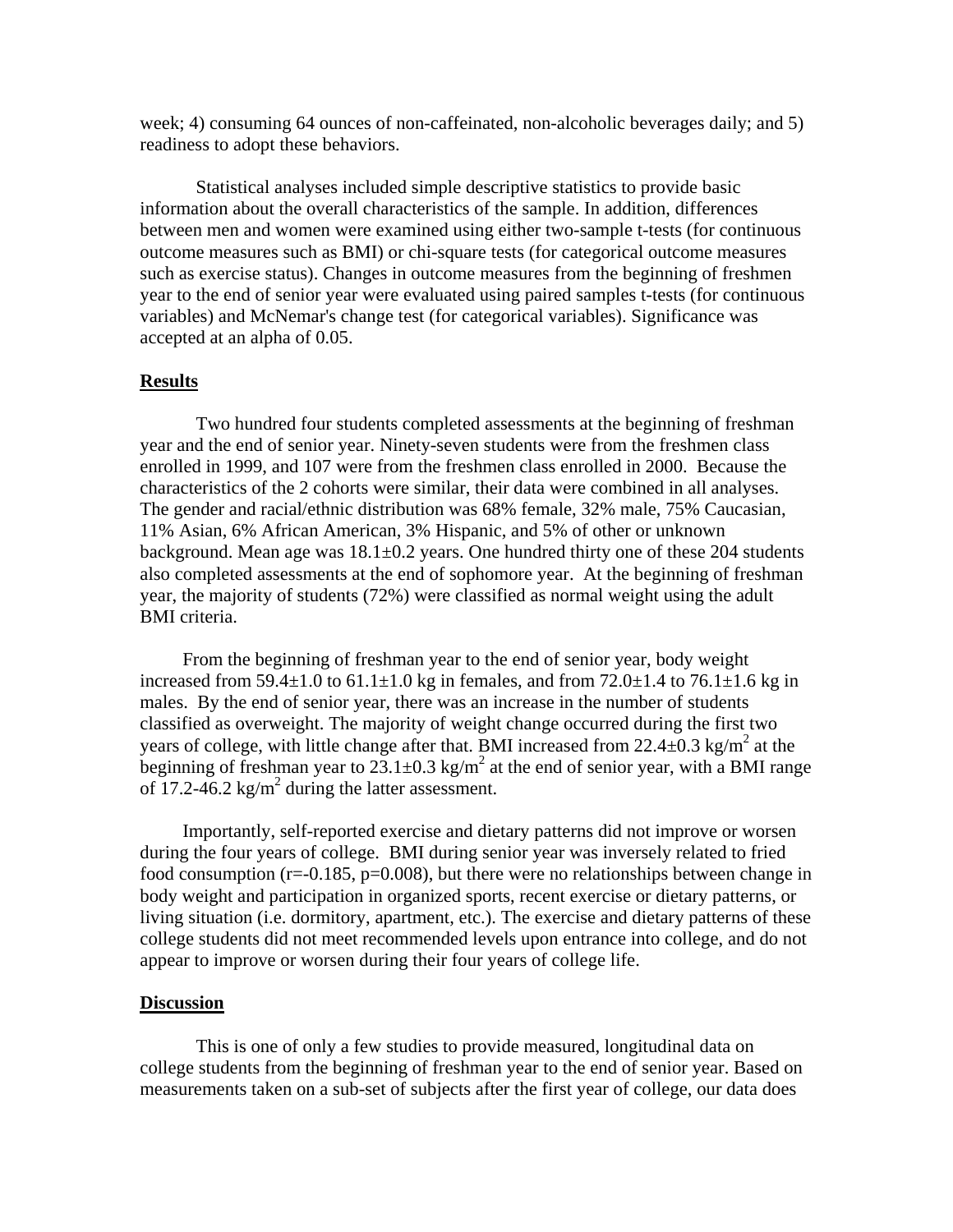week; 4) consuming 64 ounces of non-caffeinated, non-alcoholic beverages daily; and 5) readiness to adopt these behaviors.

Statistical analyses included simple descriptive statistics to provide basic information about the overall characteristics of the sample. In addition, differences between men and women were examined using either two-sample t-tests (for continuous outcome measures such as BMI) or chi-square tests (for categorical outcome measures such as exercise status). Changes in outcome measures from the beginning of freshmen year to the end of senior year were evaluated using paired samples t-tests (for continuous variables) and McNemar's change test (for categorical variables). Significance was accepted at an alpha of 0.05.

## Results

Two hundred four students completed assessments at the beginning of freshman year and the end of senior year. Ninety-seven students were from the freshmen class enrolled in 1999, and 107 were from the freshmen class enrolled in 2000. Because the characteristics of the 2 cohorts were similar, their data were combined in all analyses. The gender and racial/ethnic distribution was 68% female, 32% male, 75% Caucasian, 11% Asian, 6% African American, 3% Hispanic, and 5% of other or unknown background. Mean age was $18.1\pm0.2$ years. One hundred thirty one of these 204 students also completed assessments at the end of sophomore year. At the beginning of freshman year, the majority of students (72%) were classified as normal weight using the adult BMI criteria.

From the beginning of freshman year to the end of senior year, body weight increased from $59.4\pm1.0$ to $61.1\pm1.0$ kg in females, and from $72.0\pm1.4$ to $76.1\pm1.6$ kg in males. By the end of senior year, there was an increase in the number of students classified as overweight. The majority of weight change occurred during the first two years of college, with little change after that. BMI increased from $22.4\pm0.3$ kg/m$^2$ at the beginning of freshman year to $23.1\pm0.3$ kg/m$^2$ at the end of senior year, with a BMI range of 17.2-46.2 kg/m$^2$ during the latter assessment.

Importantly, self-reported exercise and dietary patterns did not improve or worsen during the four years of college. BMI during senior year was inversely related to fried food consumption ($r=-0.185$, $p=0.008$), but there were no relationships between change in body weight and participation in organized sports, recent exercise or dietary patterns, or living situation (i.e. dormitory, apartment, etc.). The exercise and dietary patterns of these college students did not meet recommended levels upon entrance into college, and do not appear to improve or worsen during their four years of college life.

## Discussion

This is one of only a few studies to provide measured, longitudinal data on college students from the beginning of freshman year to the end of senior year. Based on measurements taken on a sub-set of subjects after the first year of college, our data does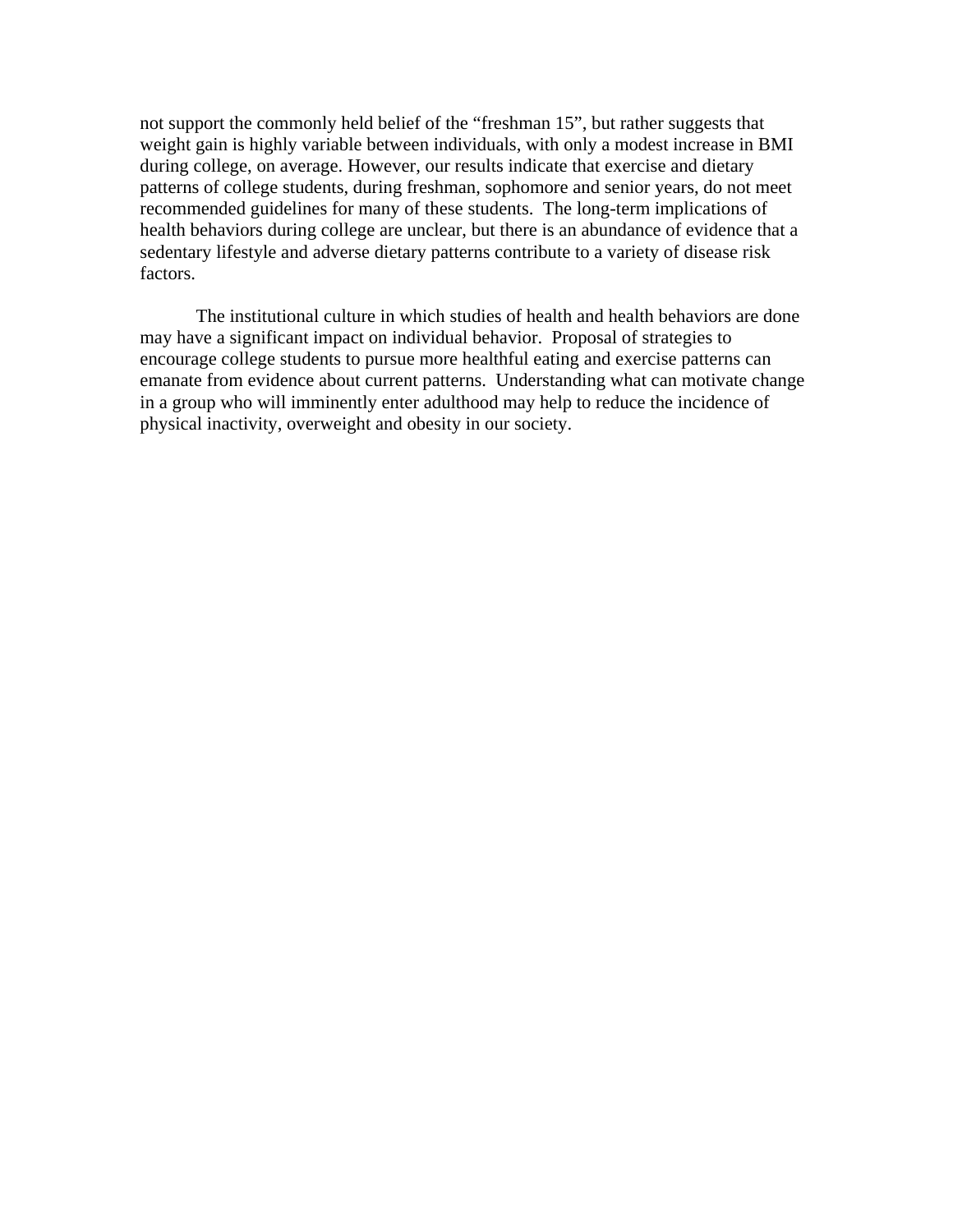not support the commonly held belief of the "freshman 15", but rather suggests that weight gain is highly variable between individuals, with only a modest increase in BMI during college, on average. However, our results indicate that exercise and dietary patterns of college students, during freshman, sophomore and senior years, do not meet recommended guidelines for many of these students. The long-term implications of health behaviors during college are unclear, but there is an abundance of evidence that a sedentary lifestyle and adverse dietary patterns contribute to a variety of disease risk factors.

The institutional culture in which studies of health and health behaviors are done may have a significant impact on individual behavior. Proposal of strategies to encourage college students to pursue more healthful eating and exercise patterns can emanate from evidence about current patterns. Understanding what can motivate change in a group who will imminently enter adulthood may help to reduce the incidence of physical inactivity, overweight and obesity in our society.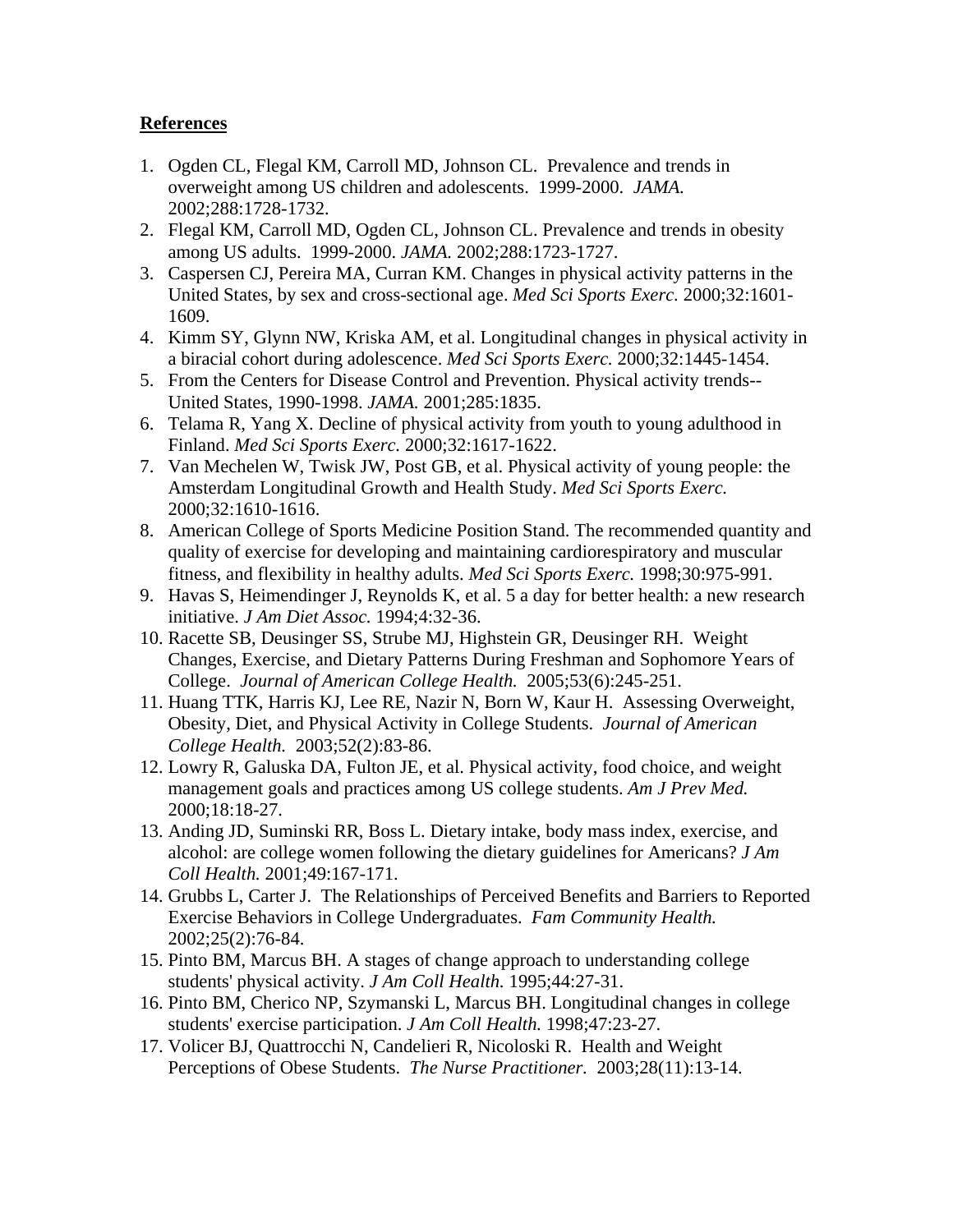**References**

1. Ogden CL, Flegal KM, Carroll MD, Johnson CL. Prevalence and trends in overweight among US children and adolescents. 1999-2000. *JAMA.* 2002;288:1728-1732.
2. Flegal KM, Carroll MD, Ogden CL, Johnson CL. Prevalence and trends in obesity among US adults. 1999-2000. *JAMA.* 2002;288:1723-1727.
3. Caspersen CJ, Pereira MA, Curran KM. Changes in physical activity patterns in the United States, by sex and cross-sectional age. *Med Sci Sports Exerc.* 2000;32:1601-1609.
4. Kimm SY, Glynn NW, Kriska AM, et al. Longitudinal changes in physical activity in a biracial cohort during adolescence. *Med Sci Sports Exerc.* 2000;32:1445-1454.
5. From the Centers for Disease Control and Prevention. Physical activity trends--United States, 1990-1998. *JAMA.* 2001;285:1835.
6. Telama R, Yang X. Decline of physical activity from youth to young adulthood in Finland. *Med Sci Sports Exerc.* 2000;32:1617-1622.
7. Van Mechelen W, Twisk JW, Post GB, et al. Physical activity of young people: the Amsterdam Longitudinal Growth and Health Study. *Med Sci Sports Exerc.* 2000;32:1610-1616.
8. American College of Sports Medicine Position Stand. The recommended quantity and quality of exercise for developing and maintaining cardiorespiratory and muscular fitness, and flexibility in healthy adults. *Med Sci Sports Exerc.* 1998;30:975-991.
9. Havas S, Heimendinger J, Reynolds K, et al. 5 a day for better health: a new research initiative. *J Am Diet Assoc.* 1994;4:32-36.
10. Racette SB, Deusinger SS, Strube MJ, Highstein GR, Deusinger RH. Weight Changes, Exercise, and Dietary Patterns During Freshman and Sophomore Years of College. *Journal of American College Health.* 2005;53(6):245-251.
11. Huang TTK, Harris KJ, Lee RE, Nazir N, Born W, Kaur H. Assessing Overweight, Obesity, Diet, and Physical Activity in College Students. *Journal of American College Health.* 2003;52(2):83-86.
12. Lowry R, Galuska DA, Fulton JE, et al. Physical activity, food choice, and weight management goals and practices among US college students. *Am J Prev Med.* 2000;18:18-27.
13. Anding JD, Suminski RR, Boss L. Dietary intake, body mass index, exercise, and alcohol: are college women following the dietary guidelines for Americans? *J Am Coll Health.* 2001;49:167-171.
14. Grubbs L, Carter J. The Relationships of Perceived Benefits and Barriers to Reported Exercise Behaviors in College Undergraduates. *Fam Community Health.* 2002;25(2):76-84.
15. Pinto BM, Marcus BH. A stages of change approach to understanding college students' physical activity. *J Am Coll Health.* 1995;44:27-31.
16. Pinto BM, Cherico NP, Szymanski L, Marcus BH. Longitudinal changes in college students' exercise participation. *J Am Coll Health.* 1998;47:23-27.
17. Volicer BJ, Quattrocchi N, Candelieri R, Nicoloski R. Health and Weight Perceptions of Obese Students. *The Nurse Practitioner.* 2003;28(11):13-14.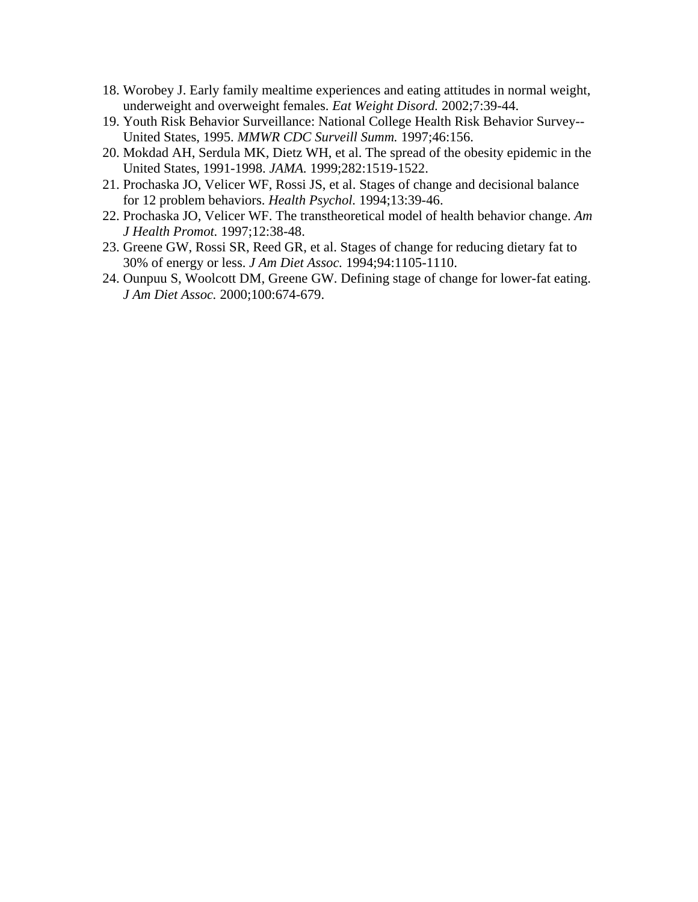18. Worobey J. Early family mealtime experiences and eating attitudes in normal weight, underweight and overweight females. *Eat Weight Disord.* 2002;7:39-44.
19. Youth Risk Behavior Surveillance: National College Health Risk Behavior Survey--United States, 1995. *MMWR CDC Surveill Summ.* 1997;46:156.
20. Mokdad AH, Serdula MK, Dietz WH, et al. The spread of the obesity epidemic in the United States, 1991-1998. *JAMA.* 1999;282:1519-1522.
21. Prochaska JO, Velicer WF, Rossi JS, et al. Stages of change and decisional balance for 12 problem behaviors. *Health Psychol.* 1994;13:39-46.
22. Prochaska JO, Velicer WF. The transtheoretical model of health behavior change. *Am J Health Promot.* 1997;12:38-48.
23. Greene GW, Rossi SR, Reed GR, et al. Stages of change for reducing dietary fat to 30% of energy or less. *J Am Diet Assoc.* 1994;94:1105-1110.
24. Ounpuu S, Woolcott DM, Greene GW. Defining stage of change for lower-fat eating. *J Am Diet Assoc.* 2000;100:674-679.